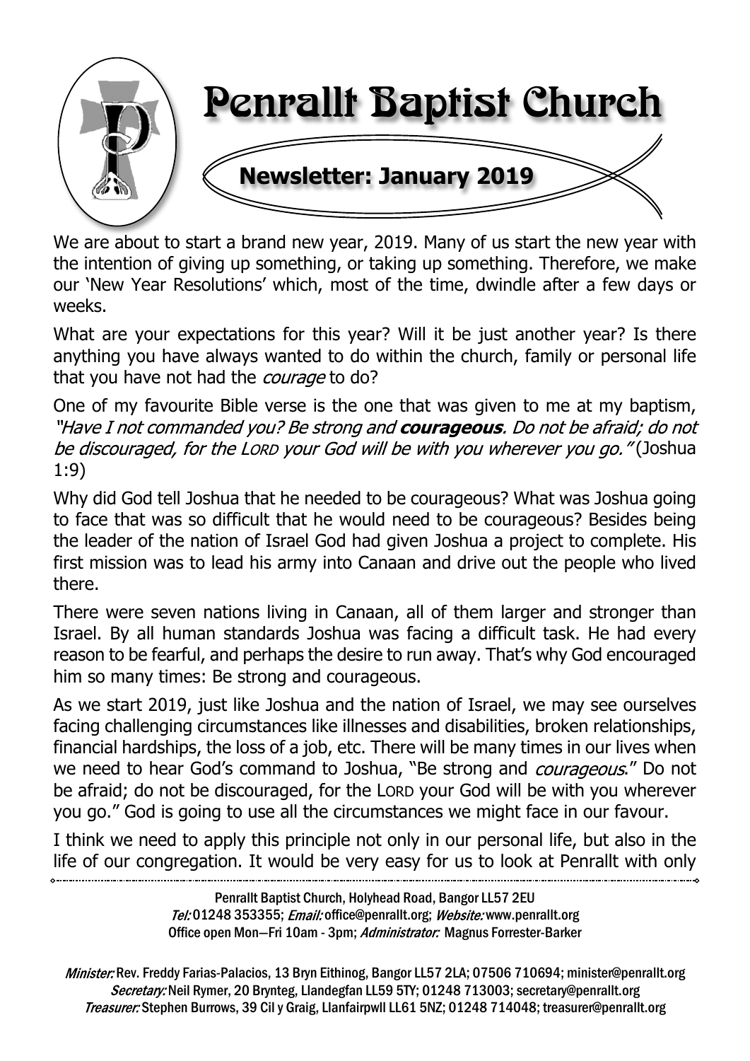# Penrallt Baptist Church

## Newsletter: January 2019

We are about to start a brand new year, 2019. Many of us start the new year with the intention of giving up something, or taking up something. Therefore, we make our 'New Year Resolutions' which, most of the time, dwindle after a few days or weeks.

What are your expectations for this year? Will it be just another year? Is there anything you have always wanted to do within the church, family or personal life that you have not had the *courage* to do?

One of my favourite Bible verse is the one that was given to me at my baptism, *"Have I not commanded you? Be strong and **courageous**. Do not be afraid; do not be discouraged, for the LORD your God will be with you wherever you go."* (Joshua 1:9)

Why did God tell Joshua that he needed to be courageous? What was Joshua going to face that was so difficult that he would need to be courageous? Besides being the leader of the nation of Israel God had given Joshua a project to complete. His first mission was to lead his army into Canaan and drive out the people who lived there.

There were seven nations living in Canaan, all of them larger and stronger than Israel. By all human standards Joshua was facing a difficult task. He had every reason to be fearful, and perhaps the desire to run away. That's why God encouraged him so many times: Be strong and courageous.

As we start 2019, just like Joshua and the nation of Israel, we may see ourselves facing challenging circumstances like illnesses and disabilities, broken relationships, financial hardships, the loss of a job, etc. There will be many times in our lives when we need to hear God's command to Joshua, "Be strong and *courageous*." Do not be afraid; do not be discouraged, for the LORD your God will be with you wherever you go." God is going to use all the circumstances we might face in our favour.

I think we need to apply this principle not only in our personal life, but also in the life of our congregation. It would be very easy for us to look at Penrallt with only

---

Penrallt Baptist Church, Holyhead Road, Bangor LL57 2EU
*Tel:* 01248 353355; *Email:* office@penrallt.org; *Website:* www.penrallt.org
Office open Mon—Fri 10am - 3pm; *Administrator:* Magnus Forrester-Barker

*Minister:* Rev. Freddy Farias-Palacios, 13 Bryn Eithinog, Bangor LL57 2LA; 07506 710694; minister@penrallt.org
*Secretary:* Neil Rymer, 20 Brynteg, Llandegfan LL59 5TY; 01248 713003; secretary@penrallt.org
*Treasurer:* Stephen Burrows, 39 Cil y Graig, Llanfairpwll LL61 5NZ; 01248 714048; treasurer@penrallt.org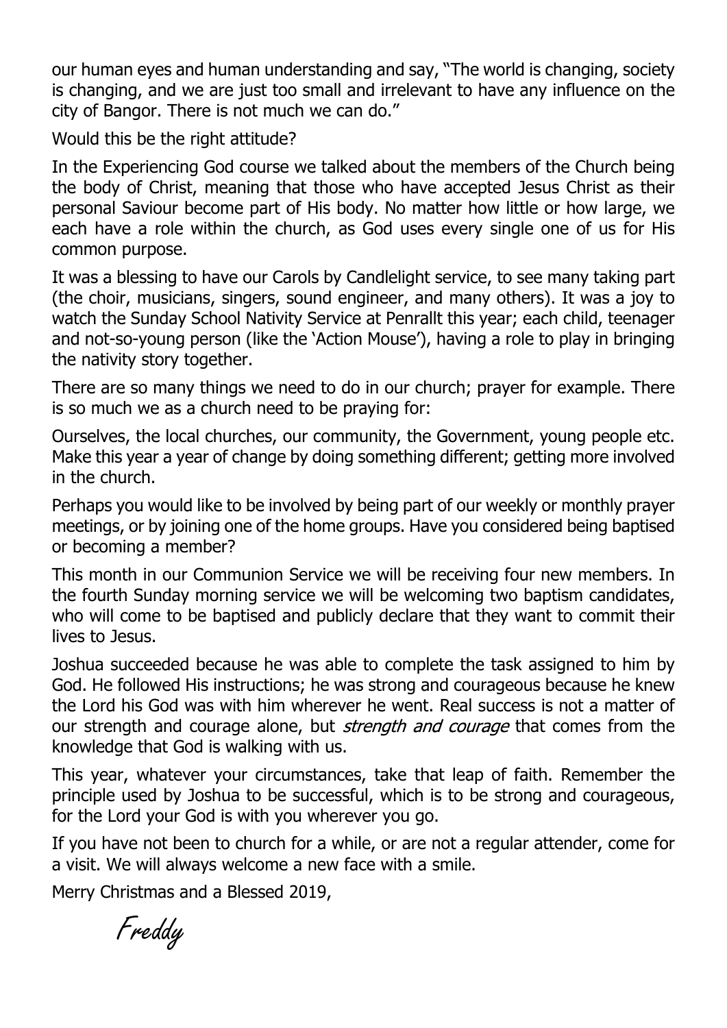our human eyes and human understanding and say, "The world is changing, society is changing, and we are just too small and irrelevant to have any influence on the city of Bangor. There is not much we can do."

Would this be the right attitude?

In the Experiencing God course we talked about the members of the Church being the body of Christ, meaning that those who have accepted Jesus Christ as their personal Saviour become part of His body. No matter how little or how large, we each have a role within the church, as God uses every single one of us for His common purpose.

It was a blessing to have our Carols by Candlelight service, to see many taking part (the choir, musicians, singers, sound engineer, and many others). It was a joy to watch the Sunday School Nativity Service at Penrallt this year; each child, teenager and not-so-young person (like the 'Action Mouse'), having a role to play in bringing the nativity story together.

There are so many things we need to do in our church; prayer for example. There is so much we as a church need to be praying for:

Ourselves, the local churches, our community, the Government, young people etc. Make this year a year of change by doing something different; getting more involved in the church.

Perhaps you would like to be involved by being part of our weekly or monthly prayer meetings, or by joining one of the home groups. Have you considered being baptised or becoming a member?

This month in our Communion Service we will be receiving four new members. In the fourth Sunday morning service we will be welcoming two baptism candidates, who will come to be baptised and publicly declare that they want to commit their lives to Jesus.

Joshua succeeded because he was able to complete the task assigned to him by God. He followed His instructions; he was strong and courageous because he knew the Lord his God was with him wherever he went. Real success is not a matter of our strength and courage alone, but *strength and courage* that comes from the knowledge that God is walking with us.

This year, whatever your circumstances, take that leap of faith. Remember the principle used by Joshua to be successful, which is to be strong and courageous, for the Lord your God is with you wherever you go.

If you have not been to church for a while, or are not a regular attender, come for a visit. We will always welcome a new face with a smile.

Merry Christmas and a Blessed 2019,

*Freddy*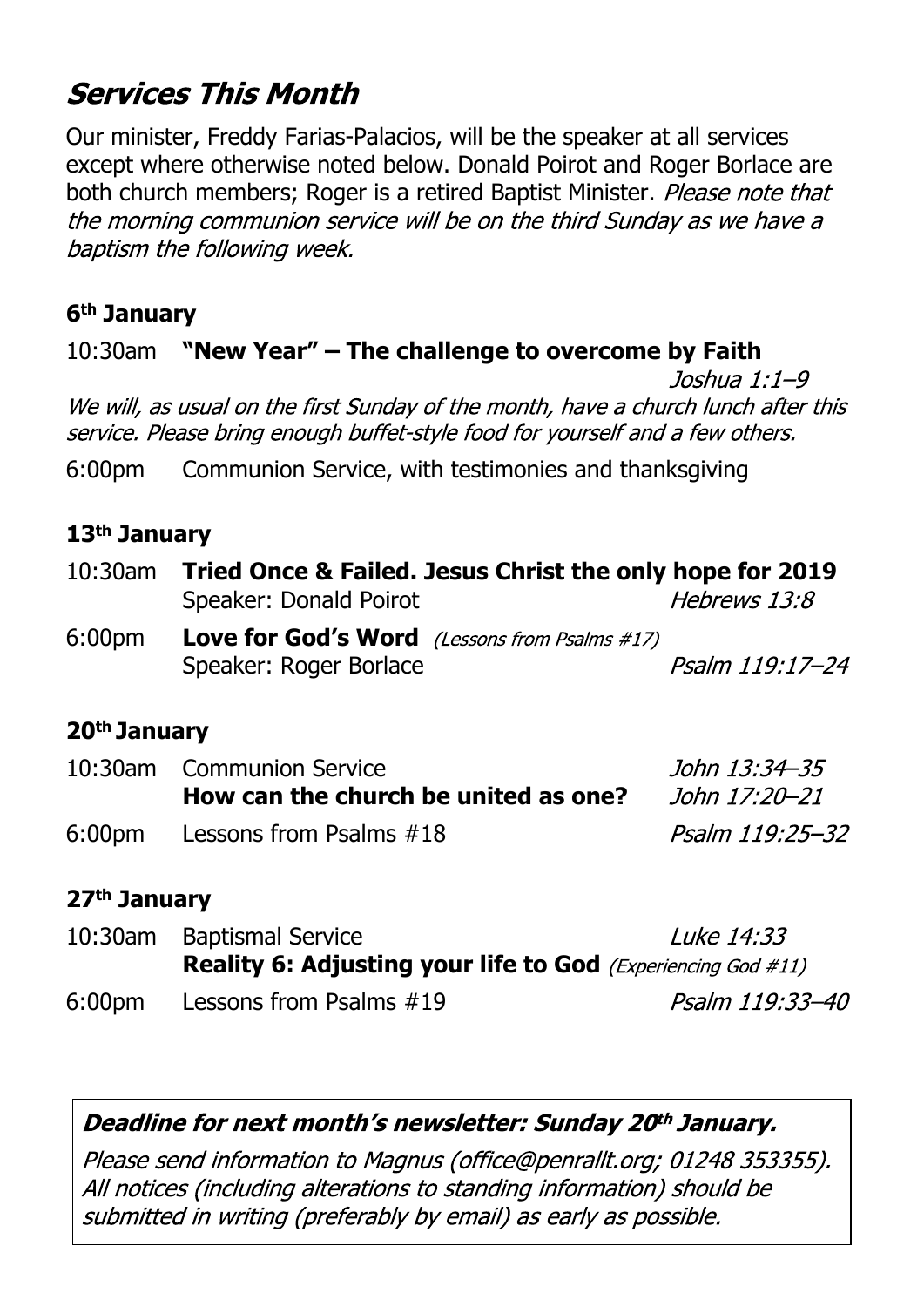## *Services This Month*

Our minister, Freddy Farias-Palacios, will be the speaker at all services except where otherwise noted below. Donald Poirot and Roger Borlace are both church members; Roger is a retired Baptist Minister. *Please note that the morning communion service will be on the third Sunday as we have a baptism the following week.*

### 6th January

10:30am **"New Year" – The challenge to overcome by Faith** *Joshua 1:1–9*

*We will, as usual on the first Sunday of the month, have a church lunch after this service. Please bring enough buffet-style food for yourself and a few others.*

6:00pm Communion Service, with testimonies and thanksgiving

### 13th January

10:30am **Tried Once & Failed. Jesus Christ the only hope for 2019**
Speaker: Donald Poirot *Hebrews 13:8*

6:00pm **Love for God's Word** *(Lessons from Psalms #17)*
Speaker: Roger Borlace *Psalm 119:17–24*

### 20th January

10:30am Communion Service *John 13:34–35*
**How can the church be united as one?** *John 17:20–21*

6:00pm Lessons from Psalms #18 *Psalm 119:25–32*

### 27th January

10:30am Baptismal Service *Luke 14:33*
**Reality 6: Adjusting your life to God** *(Experiencing God #11)*

6:00pm Lessons from Psalms #19 *Psalm 119:33–40*

---

***Deadline for next month's newsletter: Sunday 20th January.***

*Please send information to Magnus (office@penrallt.org; 01248 353355). All notices (including alterations to standing information) should be submitted in writing (preferably by email) as early as possible.*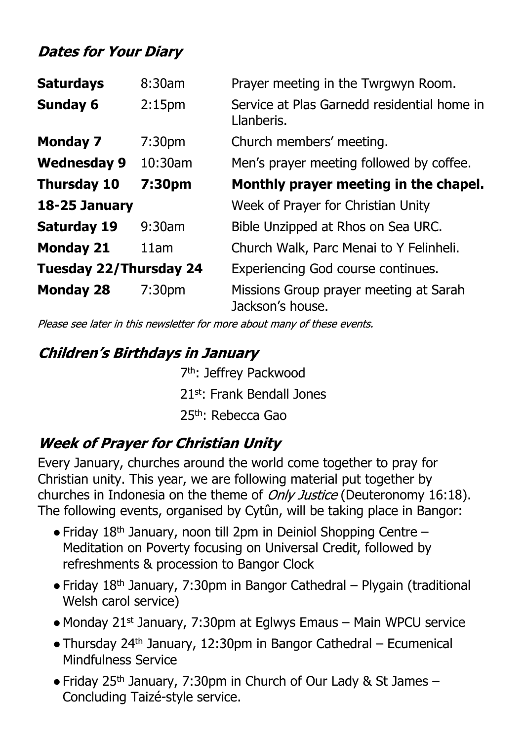## *Dates for Your Diary*

| | | |
|---|---|---|
| **Saturdays** | 8:30am | Prayer meeting in the Twrgwyn Room. |
| **Sunday 6** | 2:15pm | Service at Plas Garnedd residential home in Llanberis. |
| **Monday 7** | 7:30pm | Church members' meeting. |
| **Wednesday 9** | 10:30am | Men's prayer meeting followed by coffee. |
| **Thursday 10** | **7:30pm** | **Monthly prayer meeting in the chapel.** |
| **18-25 January** | | Week of Prayer for Christian Unity |
| **Saturday 19** | 9:30am | Bible Unzipped at Rhos on Sea URC. |
| **Monday 21** | 11am | Church Walk, Parc Menai to Y Felinheli. |
| **Tuesday 22/Thursday 24** | | Experiencing God course continues. |
| **Monday 28** | 7:30pm | Missions Group prayer meeting at Sarah Jackson's house. |

*Please see later in this newsletter for more about many of these events.*

## *Children's Birthdays in January*

7th: Jeffrey Packwood

21st: Frank Bendall Jones

25th: Rebecca Gao

## *Week of Prayer for Christian Unity*

Every January, churches around the world come together to pray for Christian unity. This year, we are following material put together by churches in Indonesia on the theme of *Only Justice* (Deuteronomy 16:18). The following events, organised by Cytûn, will be taking place in Bangor:

- Friday 18th January, noon till 2pm in Deiniol Shopping Centre – Meditation on Poverty focusing on Universal Credit, followed by refreshments & procession to Bangor Clock
- Friday 18th January, 7:30pm in Bangor Cathedral – Plygain (traditional Welsh carol service)
- Monday 21st January, 7:30pm at Eglwys Emaus – Main WPCU service
- Thursday 24th January, 12:30pm in Bangor Cathedral – Ecumenical Mindfulness Service
- Friday 25th January, 7:30pm in Church of Our Lady & St James – Concluding Taizé-style service.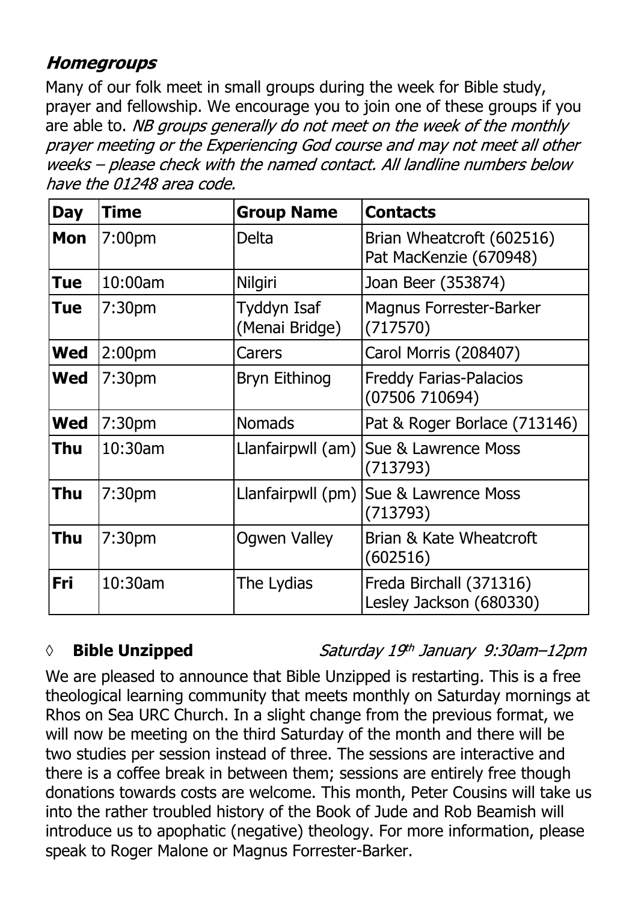## *Homegroups*

Many of our folk meet in small groups during the week for Bible study, prayer and fellowship. We encourage you to join one of these groups if you are able to. *NB groups generally do not meet on the week of the monthly prayer meeting or the Experiencing God course and may not meet all other weeks – please check with the named contact. All landline numbers below have the 01248 area code.*

| Day | Time | Group Name | Contacts |
|---|---|---|---|
| **Mon** | 7:00pm | Delta | Brian Wheatcroft (602516) Pat MacKenzie (670948) |
| **Tue** | 10:00am | Nilgiri | Joan Beer (353874) |
| **Tue** | 7:30pm | Tyddyn Isaf (Menai Bridge) | Magnus Forrester-Barker (717570) |
| **Wed** | 2:00pm | Carers | Carol Morris (208407) |
| **Wed** | 7:30pm | Bryn Eithinog | Freddy Farias-Palacios (07506 710694) |
| **Wed** | 7:30pm | Nomads | Pat & Roger Borlace (713146) |
| **Thu** | 10:30am | Llanfairpwll (am) | Sue & Lawrence Moss (713793) |
| **Thu** | 7:30pm | Llanfairpwll (pm) | Sue & Lawrence Moss (713793) |
| **Thu** | 7:30pm | Ogwen Valley | Brian & Kate Wheatcroft (602516) |
| **Fri** | 10:30am | The Lydias | Freda Birchall (371316) Lesley Jackson (680330) |

◊ **Bible Unzipped** *Saturday 19th January 9:30am–12pm*

We are pleased to announce that Bible Unzipped is restarting. This is a free theological learning community that meets monthly on Saturday mornings at Rhos on Sea URC Church. In a slight change from the previous format, we will now be meeting on the third Saturday of the month and there will be two studies per session instead of three. The sessions are interactive and there is a coffee break in between them; sessions are entirely free though donations towards costs are welcome. This month, Peter Cousins will take us into the rather troubled history of the Book of Jude and Rob Beamish will introduce us to apophatic (negative) theology. For more information, please speak to Roger Malone or Magnus Forrester-Barker.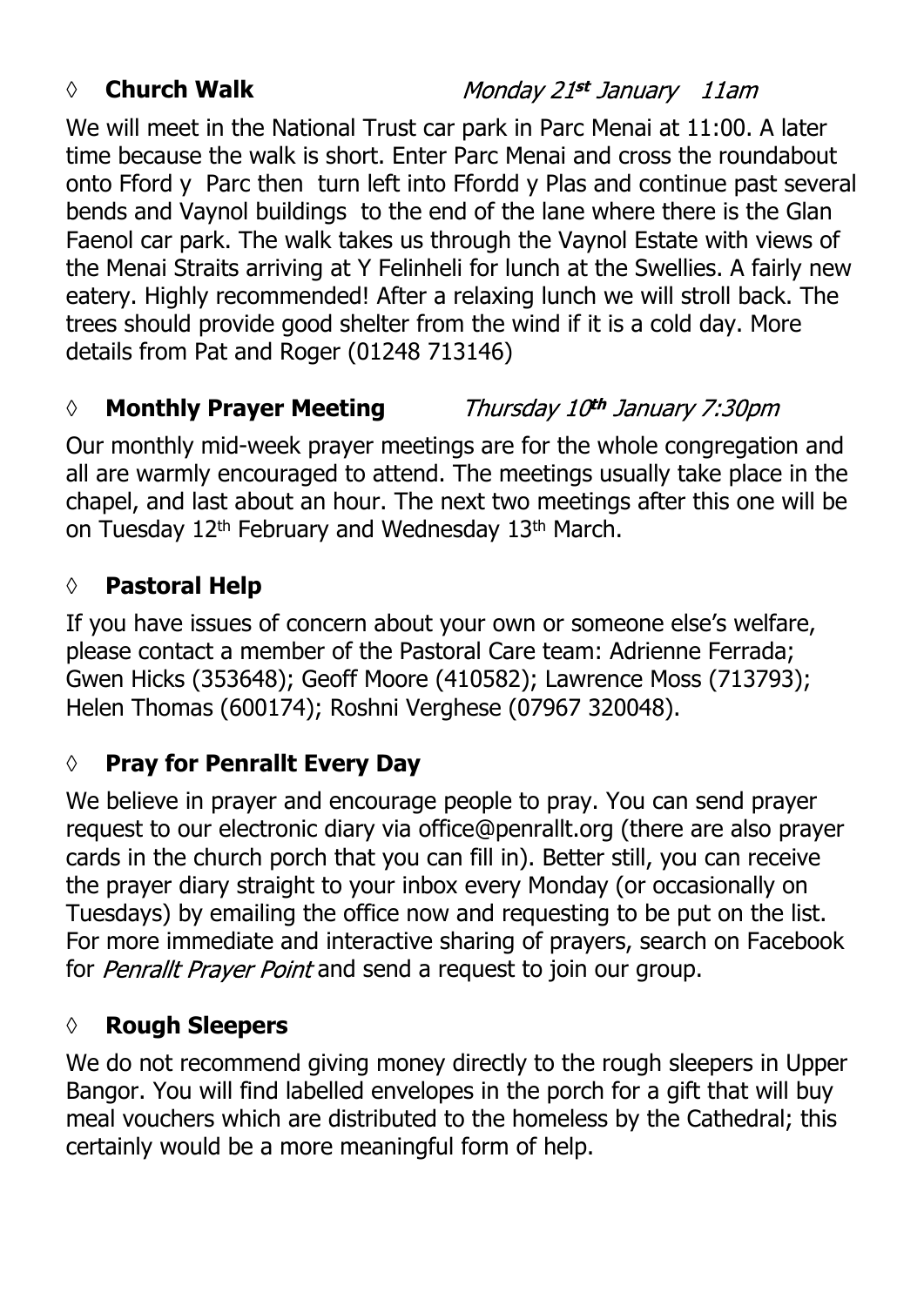◊ **Church Walk** *Monday 21st January 11am*

We will meet in the National Trust car park in Parc Menai at 11:00. A later time because the walk is short. Enter Parc Menai and cross the roundabout onto Fford y Parc then turn left into Ffordd y Plas and continue past several bends and Vaynol buildings to the end of the lane where there is the Glan Faenol car park. The walk takes us through the Vaynol Estate with views of the Menai Straits arriving at Y Felinheli for lunch at the Swellies. A fairly new eatery. Highly recommended! After a relaxing lunch we will stroll back. The trees should provide good shelter from the wind if it is a cold day. More details from Pat and Roger (01248 713146)

◊ **Monthly Prayer Meeting** *Thursday 10th January 7:30pm*

Our monthly mid-week prayer meetings are for the whole congregation and all are warmly encouraged to attend. The meetings usually take place in the chapel, and last about an hour. The next two meetings after this one will be on Tuesday 12th February and Wednesday 13th March.

◊ **Pastoral Help**

If you have issues of concern about your own or someone else's welfare, please contact a member of the Pastoral Care team: Adrienne Ferrada; Gwen Hicks (353648); Geoff Moore (410582); Lawrence Moss (713793); Helen Thomas (600174); Roshni Verghese (07967 320048).

◊ **Pray for Penrallt Every Day**

We believe in prayer and encourage people to pray. You can send prayer request to our electronic diary via office@penrallt.org (there are also prayer cards in the church porch that you can fill in). Better still, you can receive the prayer diary straight to your inbox every Monday (or occasionally on Tuesdays) by emailing the office now and requesting to be put on the list. For more immediate and interactive sharing of prayers, search on Facebook for *Penrallt Prayer Point* and send a request to join our group.

◊ **Rough Sleepers**

We do not recommend giving money directly to the rough sleepers in Upper Bangor. You will find labelled envelopes in the porch for a gift that will buy meal vouchers which are distributed to the homeless by the Cathedral; this certainly would be a more meaningful form of help.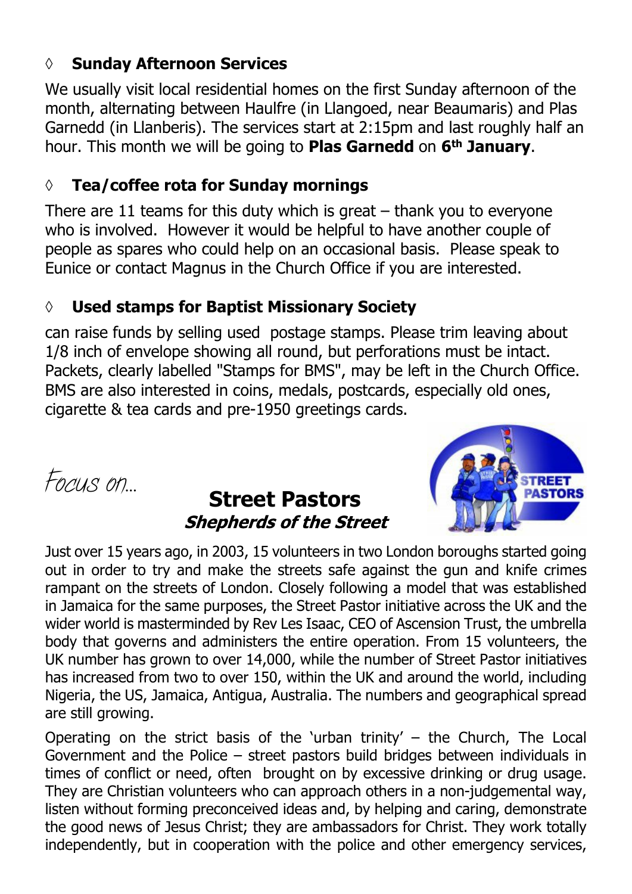◊ **Sunday Afternoon Services**

We usually visit local residential homes on the first Sunday afternoon of the month, alternating between Haulfre (in Llangoed, near Beaumaris) and Plas Garnedd (in Llanberis). The services start at 2:15pm and last roughly half an hour. This month we will be going to **Plas Garnedd** on **6th January**.

◊ **Tea/coffee rota for Sunday mornings**

There are 11 teams for this duty which is great – thank you to everyone who is involved. However it would be helpful to have another couple of people as spares who could help on an occasional basis. Please speak to Eunice or contact Magnus in the Church Office if you are interested.

◊ **Used stamps for Baptist Missionary Society**

can raise funds by selling used postage stamps. Please trim leaving about 1/8 inch of envelope showing all round, but perforations must be intact. Packets, clearly labelled "Stamps for BMS", may be left in the Church Office. BMS are also interested in coins, medals, postcards, especially old ones, cigarette & tea cards and pre-1950 greetings cards.

*Focus on...*

## Street Pastors

### *Shepherds of the Street*

Just over 15 years ago, in 2003, 15 volunteers in two London boroughs started going out in order to try and make the streets safe against the gun and knife crimes rampant on the streets of London. Closely following a model that was established in Jamaica for the same purposes, the Street Pastor initiative across the UK and the wider world is masterminded by Rev Les Isaac, CEO of Ascension Trust, the umbrella body that governs and administers the entire operation. From 15 volunteers, the UK number has grown to over 14,000, while the number of Street Pastor initiatives has increased from two to over 150, within the UK and around the world, including Nigeria, the US, Jamaica, Antigua, Australia. The numbers and geographical spread are still growing.

Operating on the strict basis of the 'urban trinity' – the Church, The Local Government and the Police – street pastors build bridges between individuals in times of conflict or need, often brought on by excessive drinking or drug usage. They are Christian volunteers who can approach others in a non-judgemental way, listen without forming preconceived ideas and, by helping and caring, demonstrate the good news of Jesus Christ; they are ambassadors for Christ. They work totally independently, but in cooperation with the police and other emergency services,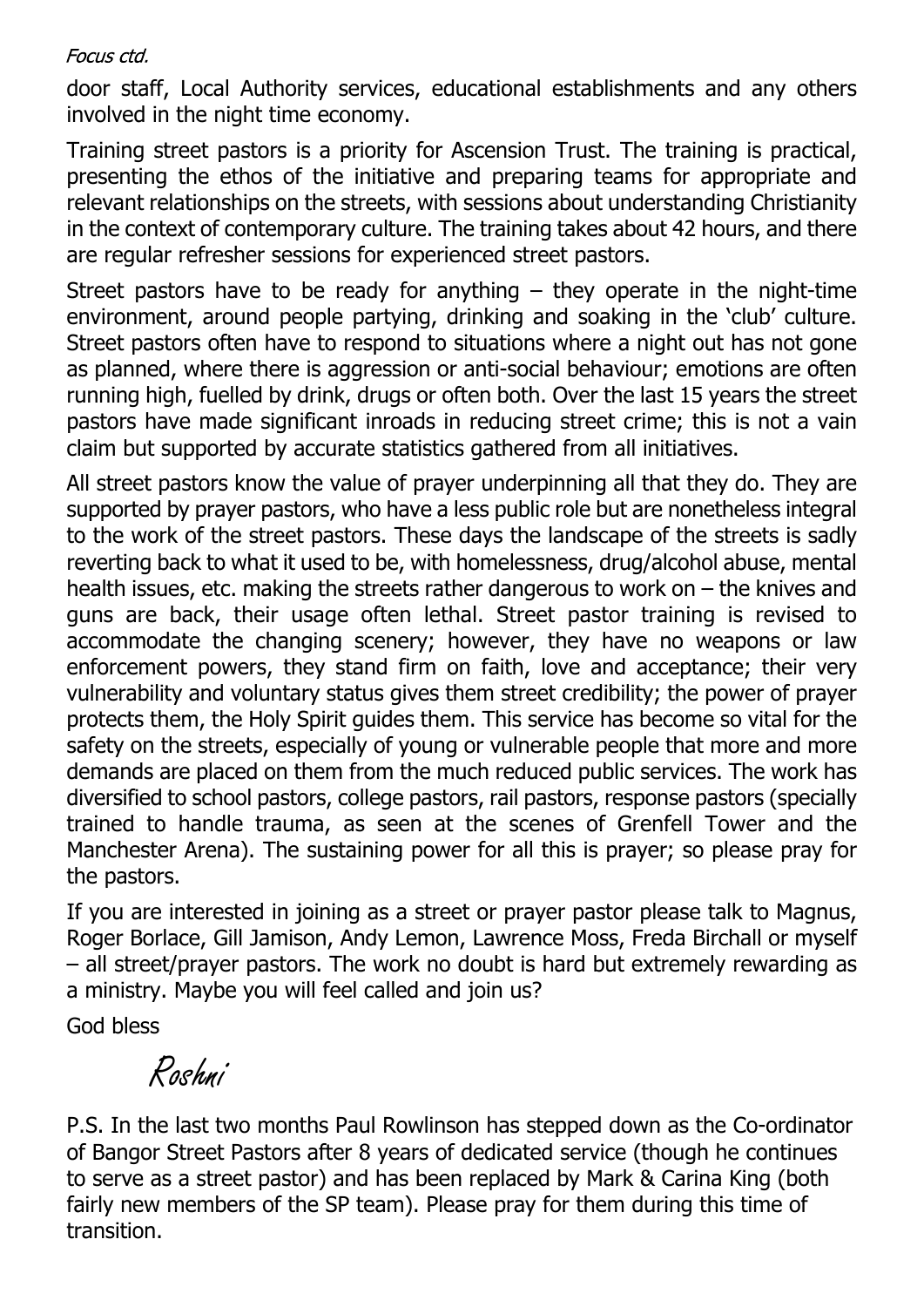*Focus ctd.*

door staff, Local Authority services, educational establishments and any others involved in the night time economy.

Training street pastors is a priority for Ascension Trust. The training is practical, presenting the ethos of the initiative and preparing teams for appropriate and relevant relationships on the streets, with sessions about understanding Christianity in the context of contemporary culture. The training takes about 42 hours, and there are regular refresher sessions for experienced street pastors.

Street pastors have to be ready for anything – they operate in the night-time environment, around people partying, drinking and soaking in the 'club' culture. Street pastors often have to respond to situations where a night out has not gone as planned, where there is aggression or anti-social behaviour; emotions are often running high, fuelled by drink, drugs or often both. Over the last 15 years the street pastors have made significant inroads in reducing street crime; this is not a vain claim but supported by accurate statistics gathered from all initiatives.

All street pastors know the value of prayer underpinning all that they do. They are supported by prayer pastors, who have a less public role but are nonetheless integral to the work of the street pastors. These days the landscape of the streets is sadly reverting back to what it used to be, with homelessness, drug/alcohol abuse, mental health issues, etc. making the streets rather dangerous to work on – the knives and guns are back, their usage often lethal. Street pastor training is revised to accommodate the changing scenery; however, they have no weapons or law enforcement powers, they stand firm on faith, love and acceptance; their very vulnerability and voluntary status gives them street credibility; the power of prayer protects them, the Holy Spirit guides them. This service has become so vital for the safety on the streets, especially of young or vulnerable people that more and more demands are placed on them from the much reduced public services. The work has diversified to school pastors, college pastors, rail pastors, response pastors (specially trained to handle trauma, as seen at the scenes of Grenfell Tower and the Manchester Arena). The sustaining power for all this is prayer; so please pray for the pastors.

If you are interested in joining as a street or prayer pastor please talk to Magnus, Roger Borlace, Gill Jamison, Andy Lemon, Lawrence Moss, Freda Birchall or myself – all street/prayer pastors. The work no doubt is hard but extremely rewarding as a ministry. Maybe you will feel called and join us?

God bless

*Roshni*

P.S. In the last two months Paul Rowlinson has stepped down as the Co-ordinator of Bangor Street Pastors after 8 years of dedicated service (though he continues to serve as a street pastor) and has been replaced by Mark & Carina King (both fairly new members of the SP team). Please pray for them during this time of transition.